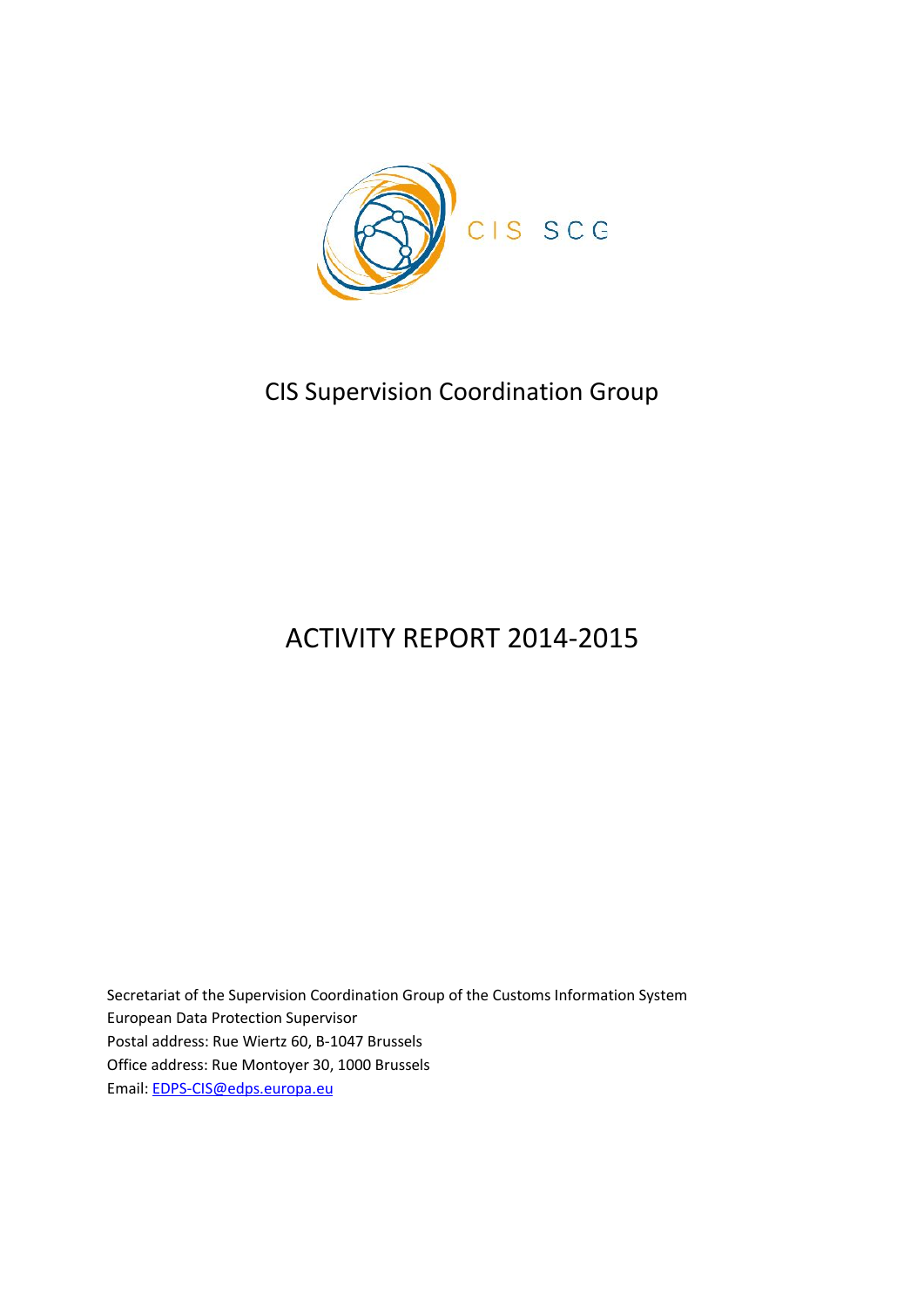CIS SCG

CIS Supervision Coordination Group

# ACTIVITY REPORT 2014-2015

Secretariat of the Supervision Coordination Group of the Customs Information System
European Data Protection Supervisor
Postal address: Rue Wiertz 60, B-1047 Brussels
Office address: Rue Montoyer 30, 1000 Brussels
Email: EDPS-CIS@edps.europa.eu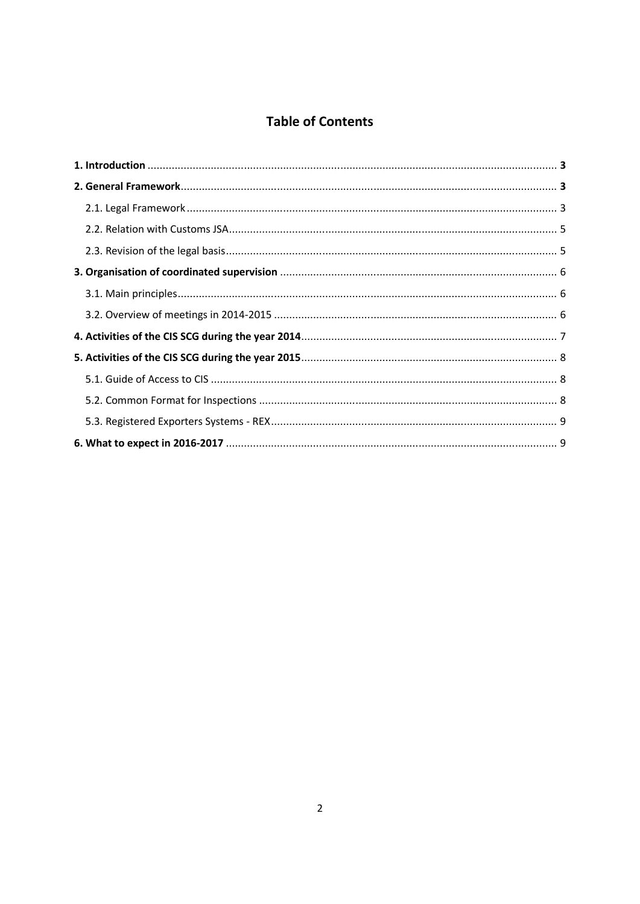# Table of Contents

**1. Introduction** ........ **3**

**2. General Framework** ........ **3**

- 2.1. Legal Framework ........ 3
- 2.2. Relation with Customs JSA ........ 5
- 2.3. Revision of the legal basis ........ 5

**3. Organisation of coordinated supervision** ........ 6

- 3.1. Main principles ........ 6
- 3.2. Overview of meetings in 2014-2015 ........ 6

**4. Activities of the CIS SCG during the year 2014** ........ 7

**5. Activities of the CIS SCG during the year 2015** ........ 8

- 5.1. Guide of Access to CIS ........ 8
- 5.2. Common Format for Inspections ........ 8
- 5.3. Registered Exporters Systems - REX ........ 9

**6. What to expect in 2016-2017** ........ 9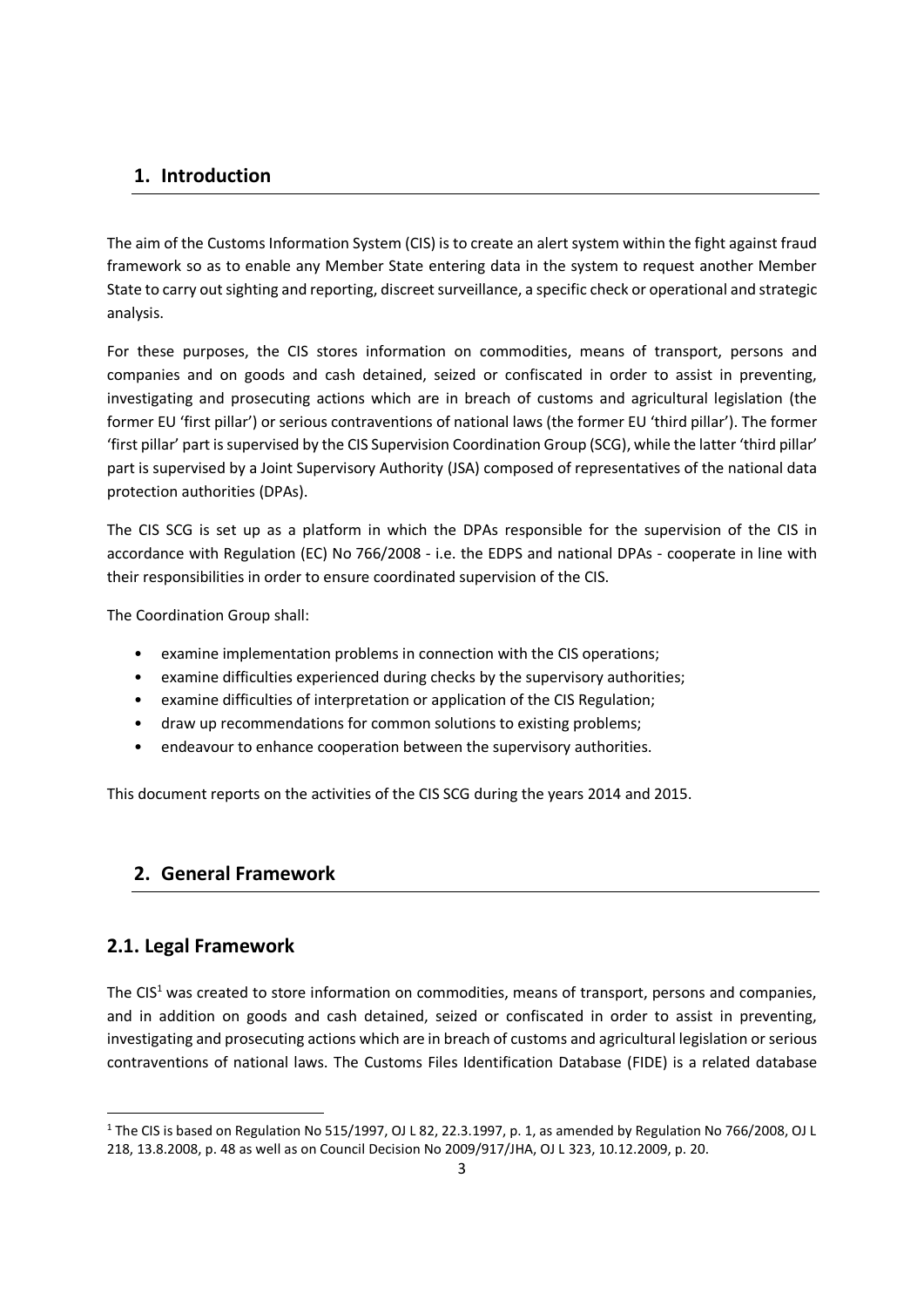## 1. Introduction

The aim of the Customs Information System (CIS) is to create an alert system within the fight against fraud framework so as to enable any Member State entering data in the system to request another Member State to carry out sighting and reporting, discreet surveillance, a specific check or operational and strategic analysis.

For these purposes, the CIS stores information on commodities, means of transport, persons and companies and on goods and cash detained, seized or confiscated in order to assist in preventing, investigating and prosecuting actions which are in breach of customs and agricultural legislation (the former EU 'first pillar') or serious contraventions of national laws (the former EU 'third pillar'). The former 'first pillar' part is supervised by the CIS Supervision Coordination Group (SCG), while the latter 'third pillar' part is supervised by a Joint Supervisory Authority (JSA) composed of representatives of the national data protection authorities (DPAs).

The CIS SCG is set up as a platform in which the DPAs responsible for the supervision of the CIS in accordance with Regulation (EC) No 766/2008 - i.e. the EDPS and national DPAs - cooperate in line with their responsibilities in order to ensure coordinated supervision of the CIS.

The Coordination Group shall:

- examine implementation problems in connection with the CIS operations;
- examine difficulties experienced during checks by the supervisory authorities;
- examine difficulties of interpretation or application of the CIS Regulation;
- draw up recommendations for common solutions to existing problems;
- endeavour to enhance cooperation between the supervisory authorities.

This document reports on the activities of the CIS SCG during the years 2014 and 2015.

## 2. General Framework

### 2.1. Legal Framework

The CIS[1] was created to store information on commodities, means of transport, persons and companies, and in addition on goods and cash detained, seized or confiscated in order to assist in preventing, investigating and prosecuting actions which are in breach of customs and agricultural legislation or serious contraventions of national laws. The Customs Files Identification Database (FIDE) is a related database

[1] The CIS is based on Regulation No 515/1997, OJ L 82, 22.3.1997, p. 1, as amended by Regulation No 766/2008, OJ L 218, 13.8.2008, p. 48 as well as on Council Decision No 2009/917/JHA, OJ L 323, 10.12.2009, p. 20.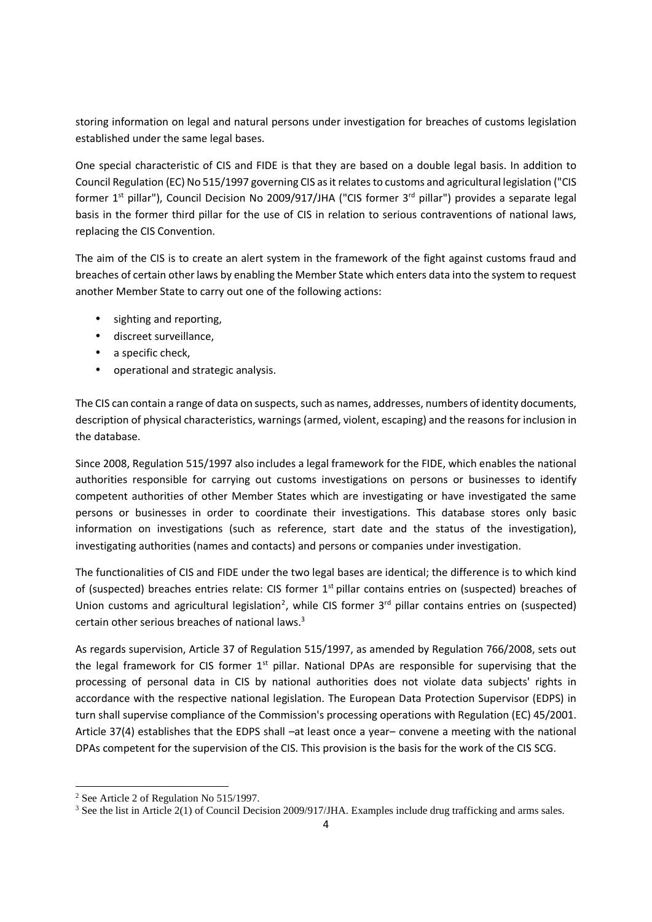storing information on legal and natural persons under investigation for breaches of customs legislation established under the same legal bases.

One special characteristic of CIS and FIDE is that they are based on a double legal basis. In addition to Council Regulation (EC) No 515/1997 governing CIS as it relates to customs and agricultural legislation ("CIS former 1st pillar"), Council Decision No 2009/917/JHA ("CIS former 3rd pillar") provides a separate legal basis in the former third pillar for the use of CIS in relation to serious contraventions of national laws, replacing the CIS Convention.

The aim of the CIS is to create an alert system in the framework of the fight against customs fraud and breaches of certain other laws by enabling the Member State which enters data into the system to request another Member State to carry out one of the following actions:

- sighting and reporting,
- discreet surveillance,
- a specific check,
- operational and strategic analysis.

The CIS can contain a range of data on suspects, such as names, addresses, numbers of identity documents, description of physical characteristics, warnings (armed, violent, escaping) and the reasons for inclusion in the database.

Since 2008, Regulation 515/1997 also includes a legal framework for the FIDE, which enables the national authorities responsible for carrying out customs investigations on persons or businesses to identify competent authorities of other Member States which are investigating or have investigated the same persons or businesses in order to coordinate their investigations. This database stores only basic information on investigations (such as reference, start date and the status of the investigation), investigating authorities (names and contacts) and persons or companies under investigation.

The functionalities of CIS and FIDE under the two legal bases are identical; the difference is to which kind of (suspected) breaches entries relate: CIS former 1st pillar contains entries on (suspected) breaches of Union customs and agricultural legislation[2], while CIS former 3rd pillar contains entries on (suspected) certain other serious breaches of national laws.[3]

As regards supervision, Article 37 of Regulation 515/1997, as amended by Regulation 766/2008, sets out the legal framework for CIS former 1st pillar. National DPAs are responsible for supervising that the processing of personal data in CIS by national authorities does not violate data subjects' rights in accordance with the respective national legislation. The European Data Protection Supervisor (EDPS) in turn shall supervise compliance of the Commission's processing operations with Regulation (EC) 45/2001. Article 37(4) establishes that the EDPS shall –at least once a year– convene a meeting with the national DPAs competent for the supervision of the CIS. This provision is the basis for the work of the CIS SCG.

[2] See Article 2 of Regulation No 515/1997.

[3] See the list in Article 2(1) of Council Decision 2009/917/JHA. Examples include drug trafficking and arms sales.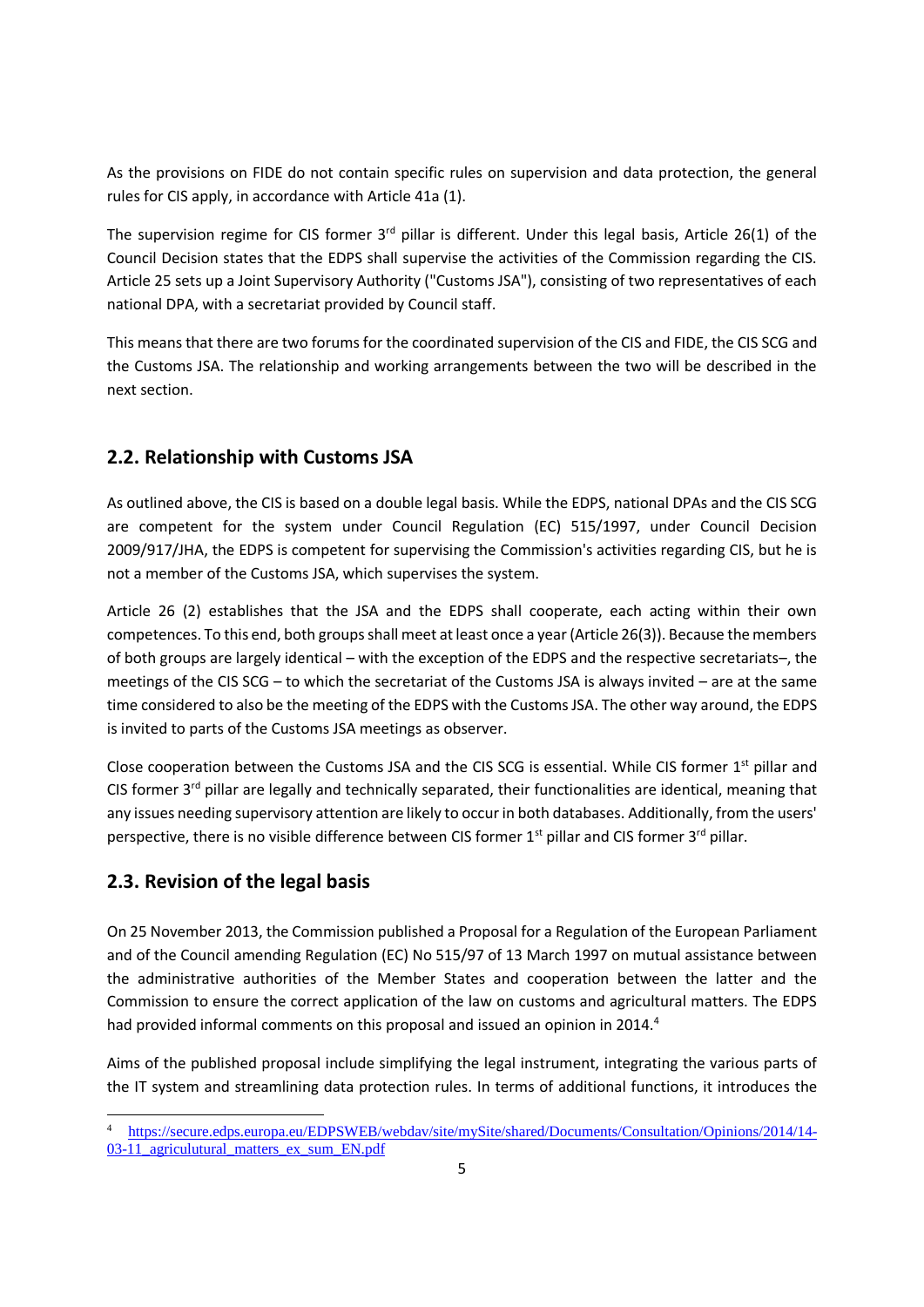As the provisions on FIDE do not contain specific rules on supervision and data protection, the general rules for CIS apply, in accordance with Article 41a (1).

The supervision regime for CIS former 3rd pillar is different. Under this legal basis, Article 26(1) of the Council Decision states that the EDPS shall supervise the activities of the Commission regarding the CIS. Article 25 sets up a Joint Supervisory Authority ("Customs JSA"), consisting of two representatives of each national DPA, with a secretariat provided by Council staff.

This means that there are two forums for the coordinated supervision of the CIS and FIDE, the CIS SCG and the Customs JSA. The relationship and working arrangements between the two will be described in the next section.

## 2.2. Relationship with Customs JSA

As outlined above, the CIS is based on a double legal basis. While the EDPS, national DPAs and the CIS SCG are competent for the system under Council Regulation (EC) 515/1997, under Council Decision 2009/917/JHA, the EDPS is competent for supervising the Commission's activities regarding CIS, but he is not a member of the Customs JSA, which supervises the system.

Article 26 (2) establishes that the JSA and the EDPS shall cooperate, each acting within their own competences. To this end, both groups shall meet at least once a year (Article 26(3)). Because the members of both groups are largely identical – with the exception of the EDPS and the respective secretariats–, the meetings of the CIS SCG – to which the secretariat of the Customs JSA is always invited – are at the same time considered to also be the meeting of the EDPS with the Customs JSA. The other way around, the EDPS is invited to parts of the Customs JSA meetings as observer.

Close cooperation between the Customs JSA and the CIS SCG is essential. While CIS former 1st pillar and CIS former 3rd pillar are legally and technically separated, their functionalities are identical, meaning that any issues needing supervisory attention are likely to occur in both databases. Additionally, from the users' perspective, there is no visible difference between CIS former 1st pillar and CIS former 3rd pillar.

## 2.3. Revision of the legal basis

On 25 November 2013, the Commission published a Proposal for a Regulation of the European Parliament and of the Council amending Regulation (EC) No 515/97 of 13 March 1997 on mutual assistance between the administrative authorities of the Member States and cooperation between the latter and the Commission to ensure the correct application of the law on customs and agricultural matters. The EDPS had provided informal comments on this proposal and issued an opinion in 2014.[4]

Aims of the published proposal include simplifying the legal instrument, integrating the various parts of the IT system and streamlining data protection rules. In terms of additional functions, it introduces the

[4] https://secure.edps.europa.eu/EDPSWEB/webdav/site/mySite/shared/Documents/Consultation/Opinions/2014/14-03-11_agriculutural_matters_ex_sum_EN.pdf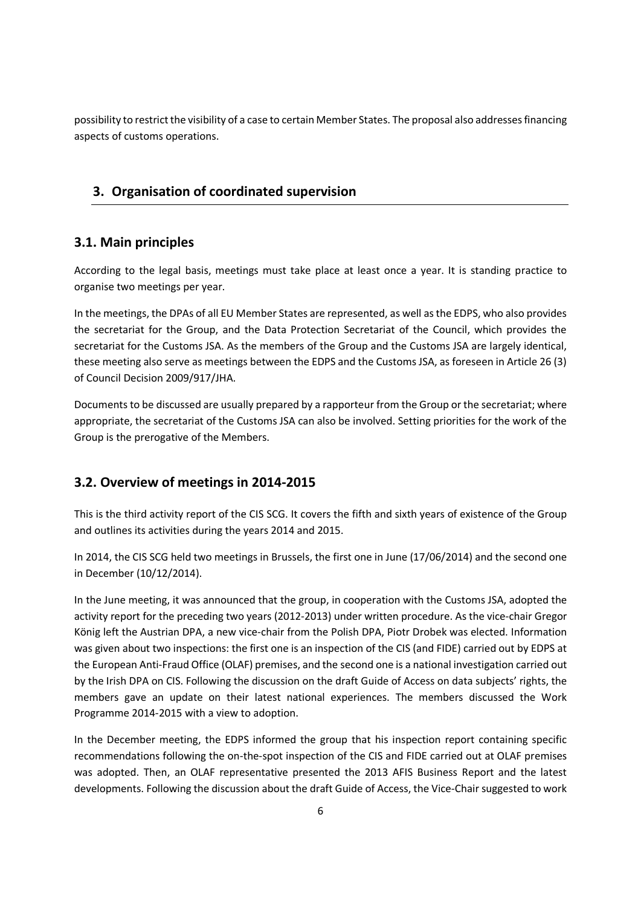possibility to restrict the visibility of a case to certain Member States. The proposal also addresses financing aspects of customs operations.

## 3. Organisation of coordinated supervision

### 3.1. Main principles

According to the legal basis, meetings must take place at least once a year. It is standing practice to organise two meetings per year.

In the meetings, the DPAs of all EU Member States are represented, as well as the EDPS, who also provides the secretariat for the Group, and the Data Protection Secretariat of the Council, which provides the secretariat for the Customs JSA. As the members of the Group and the Customs JSA are largely identical, these meeting also serve as meetings between the EDPS and the Customs JSA, as foreseen in Article 26 (3) of Council Decision 2009/917/JHA.

Documents to be discussed are usually prepared by a rapporteur from the Group or the secretariat; where appropriate, the secretariat of the Customs JSA can also be involved. Setting priorities for the work of the Group is the prerogative of the Members.

### 3.2. Overview of meetings in 2014-2015

This is the third activity report of the CIS SCG. It covers the fifth and sixth years of existence of the Group and outlines its activities during the years 2014 and 2015.

In 2014, the CIS SCG held two meetings in Brussels, the first one in June (17/06/2014) and the second one in December (10/12/2014).

In the June meeting, it was announced that the group, in cooperation with the Customs JSA, adopted the activity report for the preceding two years (2012-2013) under written procedure. As the vice-chair Gregor König left the Austrian DPA, a new vice-chair from the Polish DPA, Piotr Drobek was elected. Information was given about two inspections: the first one is an inspection of the CIS (and FIDE) carried out by EDPS at the European Anti-Fraud Office (OLAF) premises, and the second one is a national investigation carried out by the Irish DPA on CIS. Following the discussion on the draft Guide of Access on data subjects' rights, the members gave an update on their latest national experiences. The members discussed the Work Programme 2014-2015 with a view to adoption.

In the December meeting, the EDPS informed the group that his inspection report containing specific recommendations following the on-the-spot inspection of the CIS and FIDE carried out at OLAF premises was adopted. Then, an OLAF representative presented the 2013 AFIS Business Report and the latest developments. Following the discussion about the draft Guide of Access, the Vice-Chair suggested to work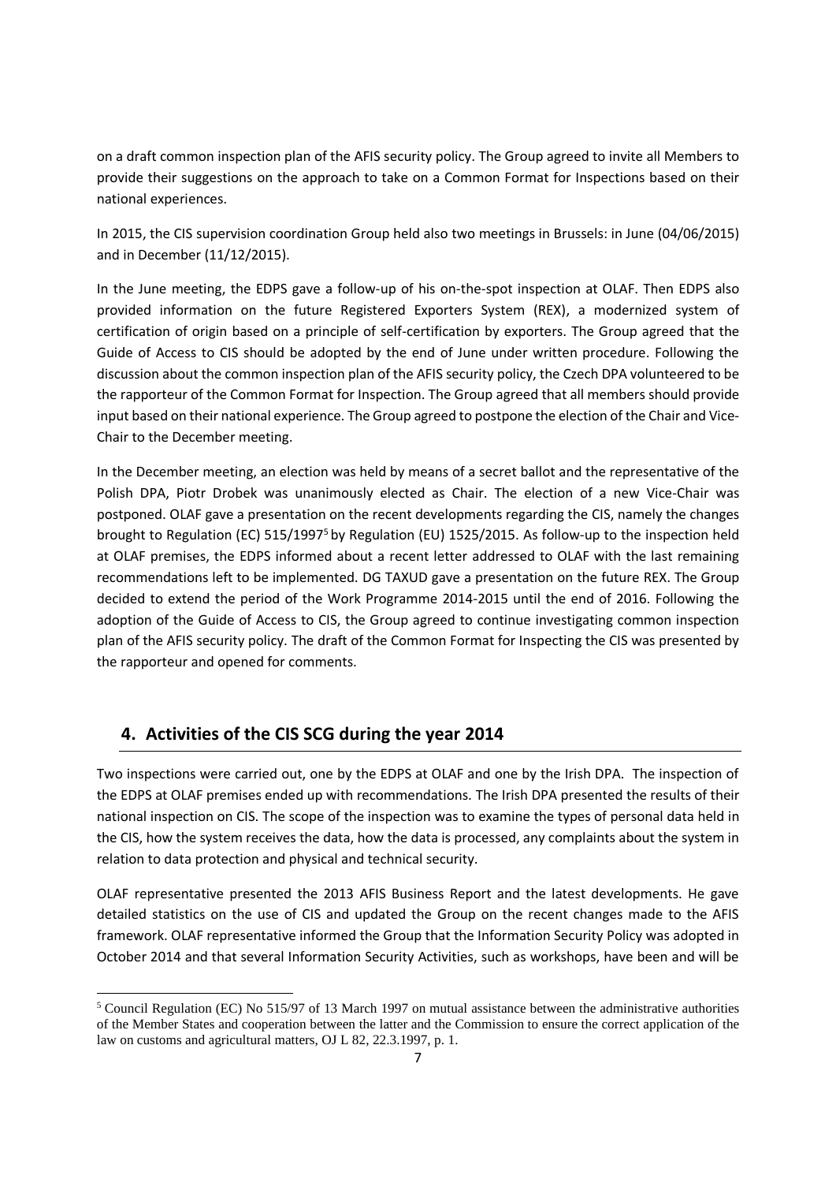on a draft common inspection plan of the AFIS security policy. The Group agreed to invite all Members to provide their suggestions on the approach to take on a Common Format for Inspections based on their national experiences.

In 2015, the CIS supervision coordination Group held also two meetings in Brussels: in June (04/06/2015) and in December (11/12/2015).

In the June meeting, the EDPS gave a follow-up of his on-the-spot inspection at OLAF. Then EDPS also provided information on the future Registered Exporters System (REX), a modernized system of certification of origin based on a principle of self-certification by exporters. The Group agreed that the Guide of Access to CIS should be adopted by the end of June under written procedure. Following the discussion about the common inspection plan of the AFIS security policy, the Czech DPA volunteered to be the rapporteur of the Common Format for Inspection. The Group agreed that all members should provide input based on their national experience. The Group agreed to postpone the election of the Chair and Vice-Chair to the December meeting.

In the December meeting, an election was held by means of a secret ballot and the representative of the Polish DPA, Piotr Drobek was unanimously elected as Chair. The election of a new Vice-Chair was postponed. OLAF gave a presentation on the recent developments regarding the CIS, namely the changes brought to Regulation (EC) 515/1997[5] by Regulation (EU) 1525/2015. As follow-up to the inspection held at OLAF premises, the EDPS informed about a recent letter addressed to OLAF with the last remaining recommendations left to be implemented. DG TAXUD gave a presentation on the future REX. The Group decided to extend the period of the Work Programme 2014-2015 until the end of 2016. Following the adoption of the Guide of Access to CIS, the Group agreed to continue investigating common inspection plan of the AFIS security policy. The draft of the Common Format for Inspecting the CIS was presented by the rapporteur and opened for comments.

## 4. Activities of the CIS SCG during the year 2014

Two inspections were carried out, one by the EDPS at OLAF and one by the Irish DPA. The inspection of the EDPS at OLAF premises ended up with recommendations. The Irish DPA presented the results of their national inspection on CIS. The scope of the inspection was to examine the types of personal data held in the CIS, how the system receives the data, how the data is processed, any complaints about the system in relation to data protection and physical and technical security.

OLAF representative presented the 2013 AFIS Business Report and the latest developments. He gave detailed statistics on the use of CIS and updated the Group on the recent changes made to the AFIS framework. OLAF representative informed the Group that the Information Security Policy was adopted in October 2014 and that several Information Security Activities, such as workshops, have been and will be

[5] Council Regulation (EC) No 515/97 of 13 March 1997 on mutual assistance between the administrative authorities of the Member States and cooperation between the latter and the Commission to ensure the correct application of the law on customs and agricultural matters, OJ L 82, 22.3.1997, p. 1.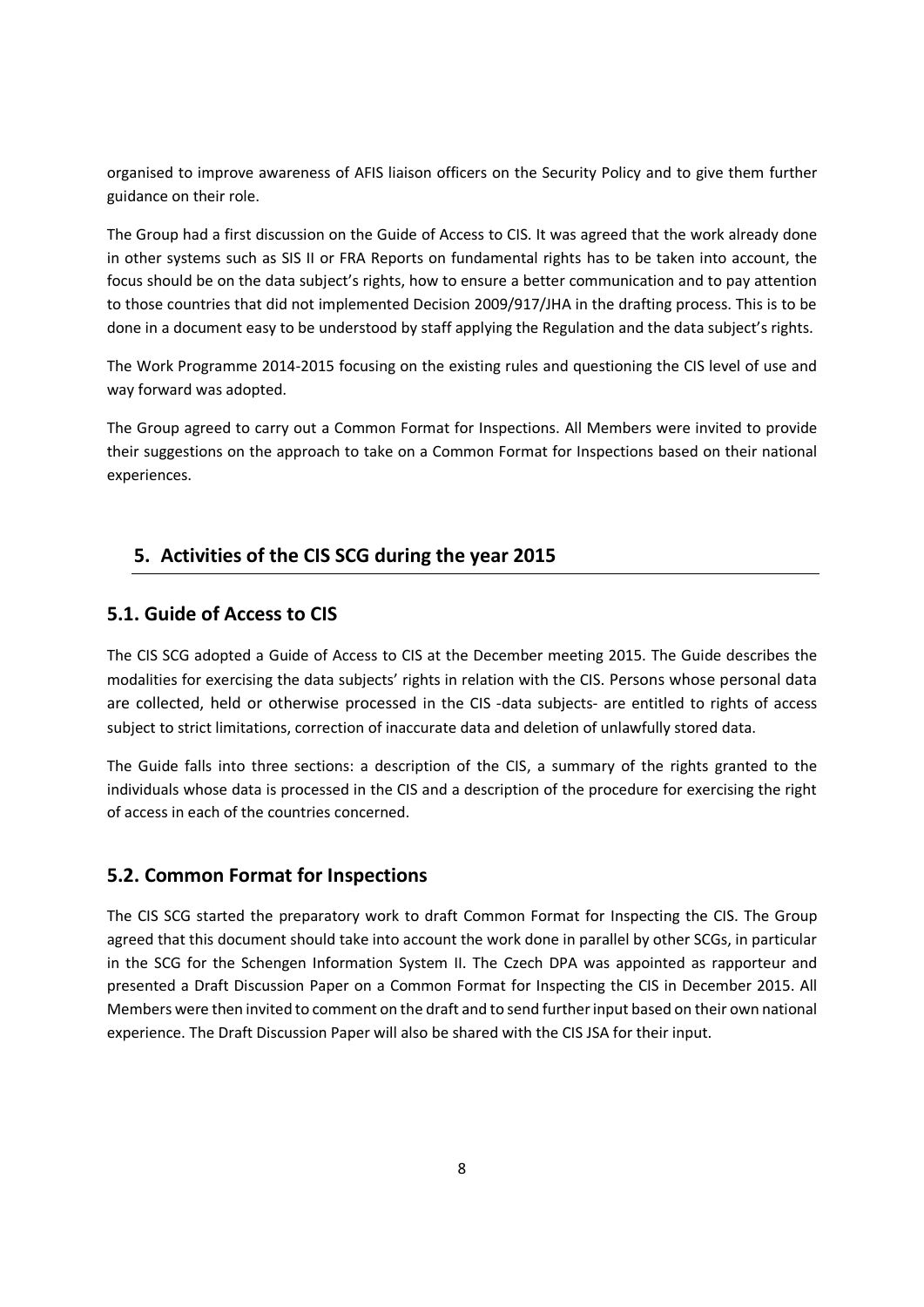organised to improve awareness of AFIS liaison officers on the Security Policy and to give them further guidance on their role.

The Group had a first discussion on the Guide of Access to CIS. It was agreed that the work already done in other systems such as SIS II or FRA Reports on fundamental rights has to be taken into account, the focus should be on the data subject's rights, how to ensure a better communication and to pay attention to those countries that did not implemented Decision 2009/917/JHA in the drafting process. This is to be done in a document easy to be understood by staff applying the Regulation and the data subject's rights.

The Work Programme 2014-2015 focusing on the existing rules and questioning the CIS level of use and way forward was adopted.

The Group agreed to carry out a Common Format for Inspections. All Members were invited to provide their suggestions on the approach to take on a Common Format for Inspections based on their national experiences.

## 5. Activities of the CIS SCG during the year 2015

### 5.1. Guide of Access to CIS

The CIS SCG adopted a Guide of Access to CIS at the December meeting 2015. The Guide describes the modalities for exercising the data subjects' rights in relation with the CIS. Persons whose personal data are collected, held or otherwise processed in the CIS -data subjects- are entitled to rights of access subject to strict limitations, correction of inaccurate data and deletion of unlawfully stored data.

The Guide falls into three sections: a description of the CIS, a summary of the rights granted to the individuals whose data is processed in the CIS and a description of the procedure for exercising the right of access in each of the countries concerned.

### 5.2. Common Format for Inspections

The CIS SCG started the preparatory work to draft Common Format for Inspecting the CIS. The Group agreed that this document should take into account the work done in parallel by other SCGs, in particular in the SCG for the Schengen Information System II. The Czech DPA was appointed as rapporteur and presented a Draft Discussion Paper on a Common Format for Inspecting the CIS in December 2015. All Members were then invited to comment on the draft and to send further input based on their own national experience. The Draft Discussion Paper will also be shared with the CIS JSA for their input.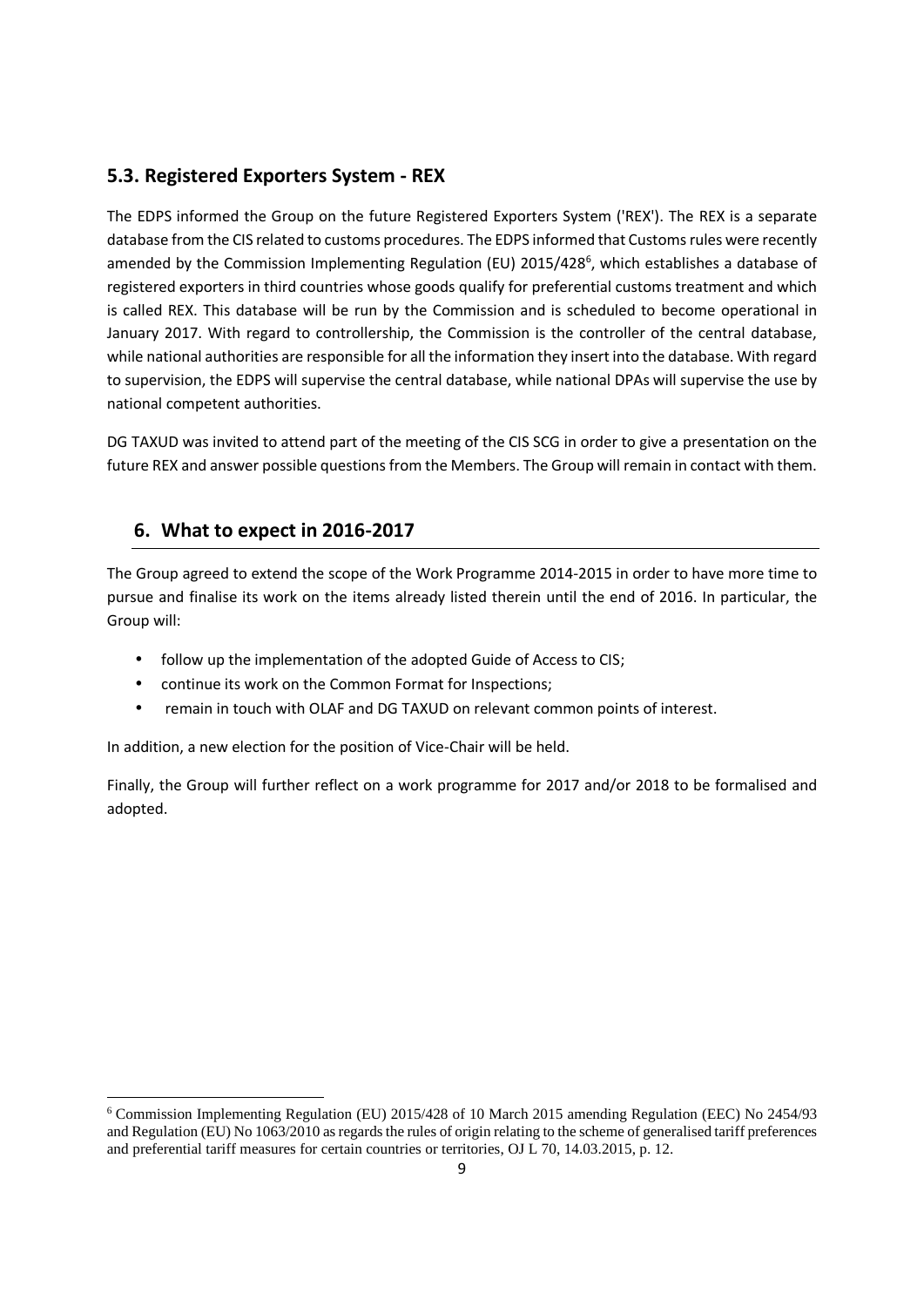## 5.3. Registered Exporters System - REX

The EDPS informed the Group on the future Registered Exporters System ('REX'). The REX is a separate database from the CIS related to customs procedures. The EDPS informed that Customs rules were recently amended by the Commission Implementing Regulation (EU) 2015/428[6], which establishes a database of registered exporters in third countries whose goods qualify for preferential customs treatment and which is called REX. This database will be run by the Commission and is scheduled to become operational in January 2017. With regard to controllership, the Commission is the controller of the central database, while national authorities are responsible for all the information they insert into the database. With regard to supervision, the EDPS will supervise the central database, while national DPAs will supervise the use by national competent authorities.

DG TAXUD was invited to attend part of the meeting of the CIS SCG in order to give a presentation on the future REX and answer possible questions from the Members. The Group will remain in contact with them.

# 6. What to expect in 2016-2017

The Group agreed to extend the scope of the Work Programme 2014-2015 in order to have more time to pursue and finalise its work on the items already listed therein until the end of 2016. In particular, the Group will:

- follow up the implementation of the adopted Guide of Access to CIS;
- continue its work on the Common Format for Inspections;
- remain in touch with OLAF and DG TAXUD on relevant common points of interest.

In addition, a new election for the position of Vice-Chair will be held.

Finally, the Group will further reflect on a work programme for 2017 and/or 2018 to be formalised and adopted.

[6] Commission Implementing Regulation (EU) 2015/428 of 10 March 2015 amending Regulation (EEC) No 2454/93 and Regulation (EU) No 1063/2010 as regards the rules of origin relating to the scheme of generalised tariff preferences and preferential tariff measures for certain countries or territories, OJ L 70, 14.03.2015, p. 12.